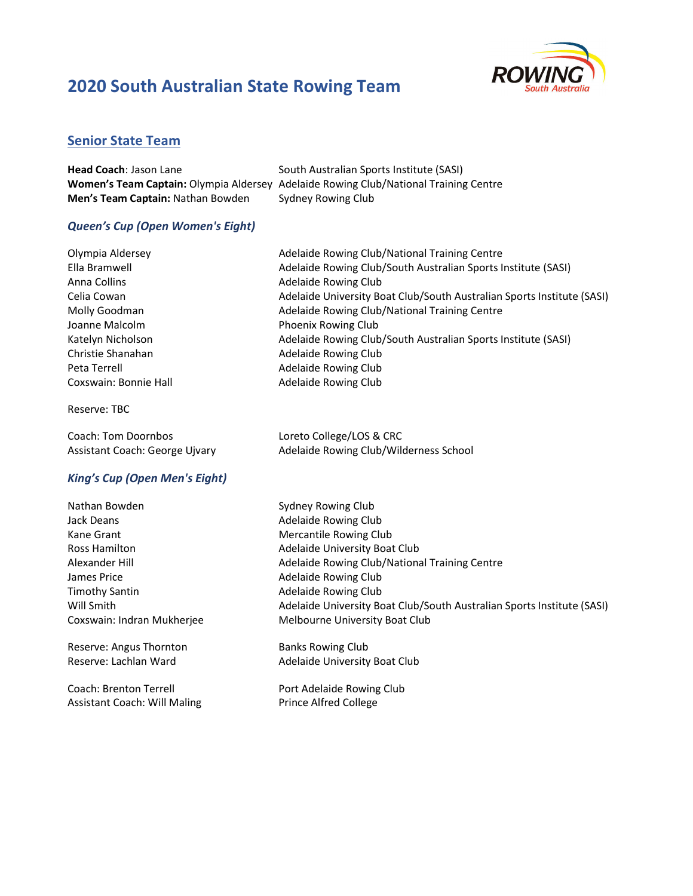# 2020 South Australian State Rowing Team

## Senior State Team

| | |
|---|---|
| **Head Coach**: Jason Lane | South Australian Sports Institute (SASI) |
| **Women's Team Captain:** Olympia Aldersey | Adelaide Rowing Club/National Training Centre |
| **Men's Team Captain:** Nathan Bowden | Sydney Rowing Club |

### *Queen's Cup (Open Women's Eight)*

| | |
|---|---|
| Olympia Aldersey | Adelaide Rowing Club/National Training Centre |
| Ella Bramwell | Adelaide Rowing Club/South Australian Sports Institute (SASI) |
| Anna Collins | Adelaide Rowing Club |
| Celia Cowan | Adelaide University Boat Club/South Australian Sports Institute (SASI) |
| Molly Goodman | Adelaide Rowing Club/National Training Centre |
| Joanne Malcolm | Phoenix Rowing Club |
| Katelyn Nicholson | Adelaide Rowing Club/South Australian Sports Institute (SASI) |
| Christie Shanahan | Adelaide Rowing Club |
| Peta Terrell | Adelaide Rowing Club |
| Coxswain: Bonnie Hall | Adelaide Rowing Club |

Reserve: TBC

| | |
|---|---|
| Coach: Tom Doornbos | Loreto College/LOS & CRC |
| Assistant Coach: George Ujvary | Adelaide Rowing Club/Wilderness School |

### *King's Cup (Open Men's Eight)*

| | |
|---|---|
| Nathan Bowden | Sydney Rowing Club |
| Jack Deans | Adelaide Rowing Club |
| Kane Grant | Mercantile Rowing Club |
| Ross Hamilton | Adelaide University Boat Club |
| Alexander Hill | Adelaide Rowing Club/National Training Centre |
| James Price | Adelaide Rowing Club |
| Timothy Santin | Adelaide Rowing Club |
| Will Smith | Adelaide University Boat Club/South Australian Sports Institute (SASI) |
| Coxswain: Indran Mukherjee | Melbourne University Boat Club |

| | |
|---|---|
| Reserve: Angus Thornton | Banks Rowing Club |
| Reserve: Lachlan Ward | Adelaide University Boat Club |

| | |
|---|---|
| Coach: Brenton Terrell | Port Adelaide Rowing Club |
| Assistant Coach: Will Maling | Prince Alfred College |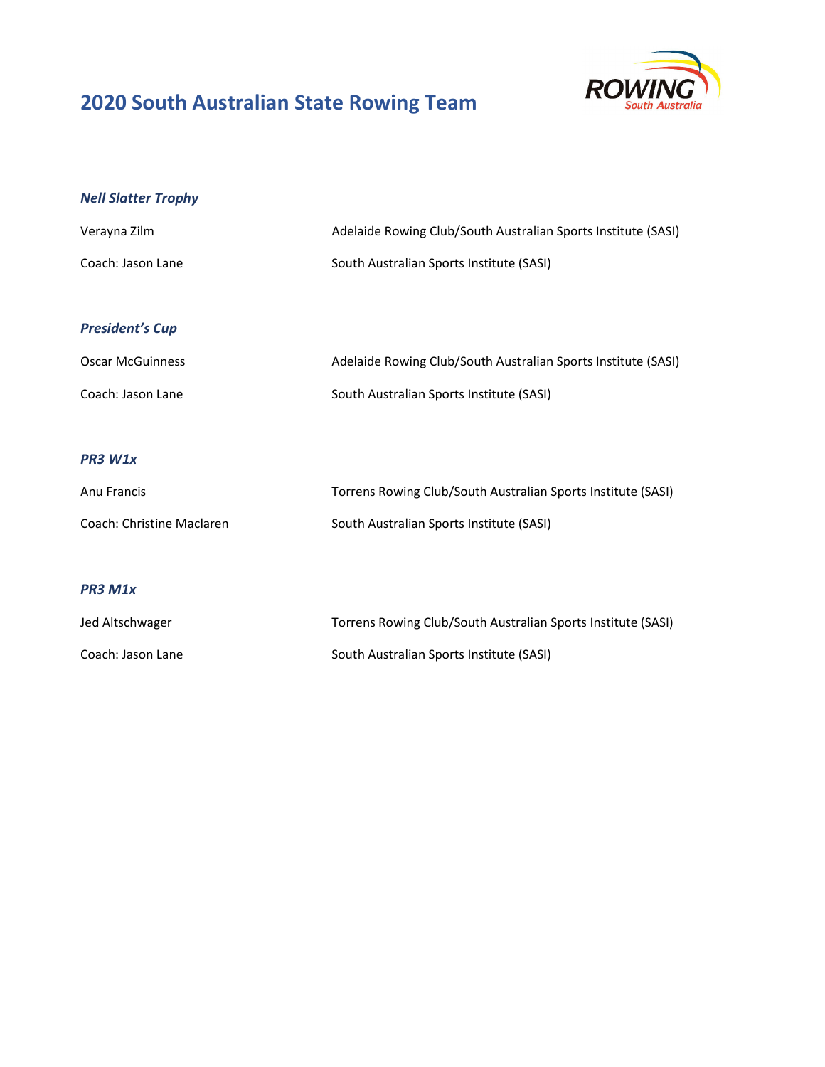# 2020 South Australian State Rowing Team

### *Nell Slatter Trophy*

| | |
|---|---|
| Verayna Zilm | Adelaide Rowing Club/South Australian Sports Institute (SASI) |
| Coach: Jason Lane | South Australian Sports Institute (SASI) |

### *President's Cup*

| | |
|---|---|
| Oscar McGuinness | Adelaide Rowing Club/South Australian Sports Institute (SASI) |
| Coach: Jason Lane | South Australian Sports Institute (SASI) |

### *PR3 W1x*

| | |
|---|---|
| Anu Francis | Torrens Rowing Club/South Australian Sports Institute (SASI) |
| Coach: Christine Maclaren | South Australian Sports Institute (SASI) |

### *PR3 M1x*

| | |
|---|---|
| Jed Altschwager | Torrens Rowing Club/South Australian Sports Institute (SASI) |
| Coach: Jason Lane | South Australian Sports Institute (SASI) |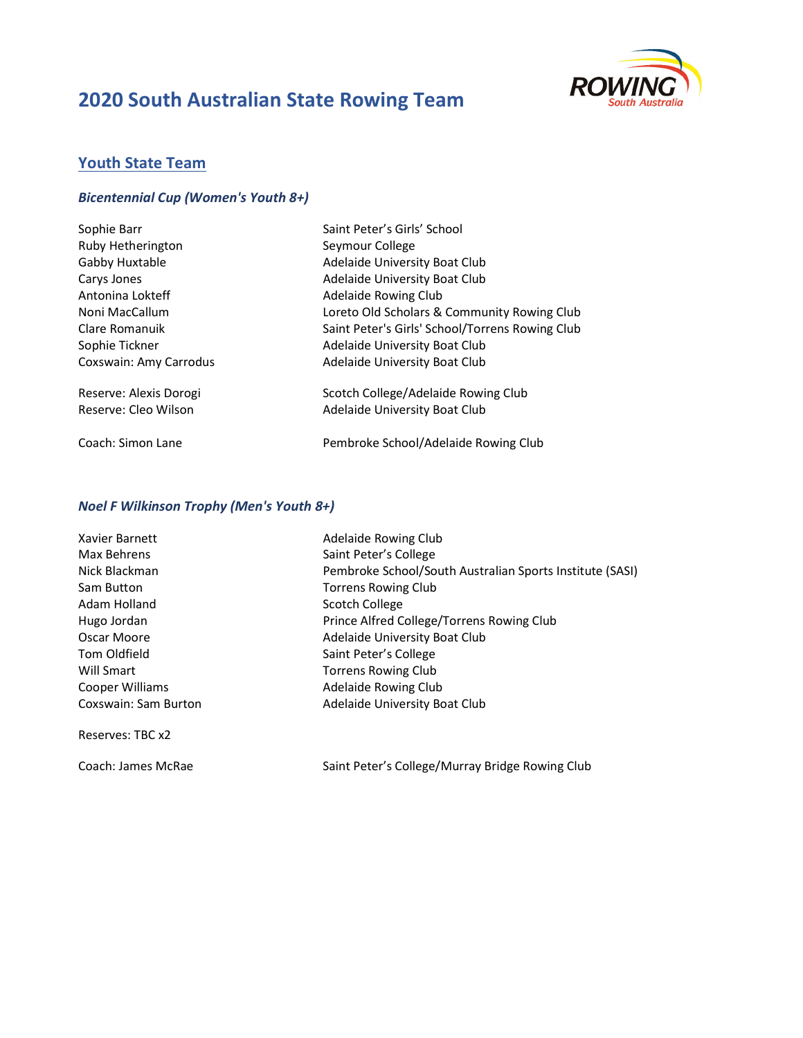# 2020 South Australian State Rowing Team

## Youth State Team

### *Bicentennial Cup (Women's Youth 8+)*

| | |
|---|---|
| Sophie Barr | Saint Peter's Girls' School |
| Ruby Hetherington | Seymour College |
| Gabby Huxtable | Adelaide University Boat Club |
| Carys Jones | Adelaide University Boat Club |
| Antonina Lokteff | Adelaide Rowing Club |
| Noni MacCallum | Loreto Old Scholars & Community Rowing Club |
| Clare Romanuik | Saint Peter's Girls' School/Torrens Rowing Club |
| Sophie Tickner | Adelaide University Boat Club |
| Coxswain: Amy Carrodus | Adelaide University Boat Club |
| Reserve: Alexis Dorogi | Scotch College/Adelaide Rowing Club |
| Reserve: Cleo Wilson | Adelaide University Boat Club |
| Coach: Simon Lane | Pembroke School/Adelaide Rowing Club |

### *Noel F Wilkinson Trophy (Men's Youth 8+)*

| | |
|---|---|
| Xavier Barnett | Adelaide Rowing Club |
| Max Behrens | Saint Peter's College |
| Nick Blackman | Pembroke School/South Australian Sports Institute (SASI) |
| Sam Button | Torrens Rowing Club |
| Adam Holland | Scotch College |
| Hugo Jordan | Prince Alfred College/Torrens Rowing Club |
| Oscar Moore | Adelaide University Boat Club |
| Tom Oldfield | Saint Peter's College |
| Will Smart | Torrens Rowing Club |
| Cooper Williams | Adelaide Rowing Club |
| Coxswain: Sam Burton | Adelaide University Boat Club |
| Reserves: TBC x2 | |
| Coach: James McRae | Saint Peter's College/Murray Bridge Rowing Club |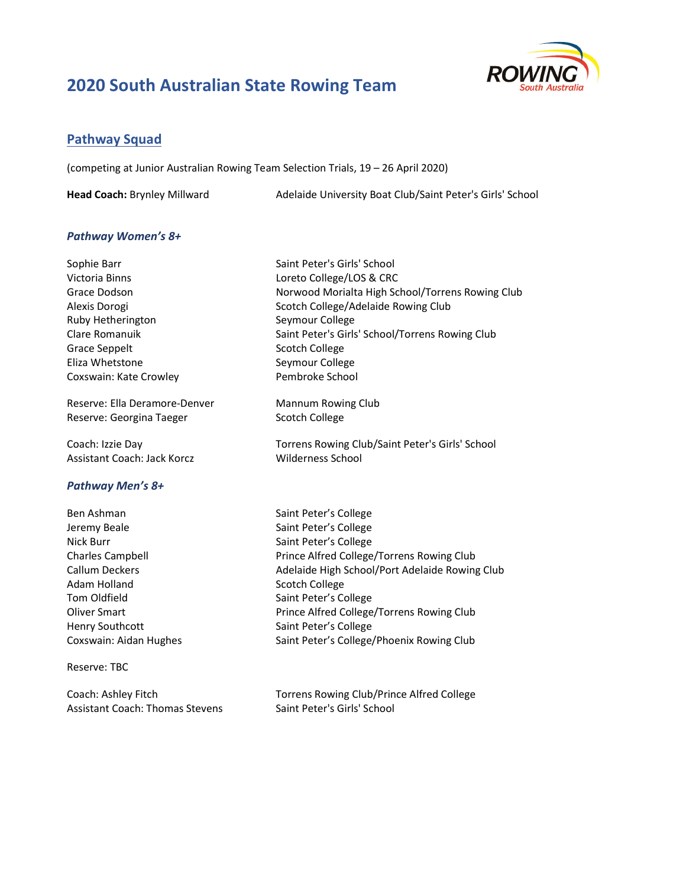# 2020 South Australian State Rowing Team

## Pathway Squad

(competing at Junior Australian Rowing Team Selection Trials, 19 – 26 April 2020)

| | |
|---|---|
| **Head Coach:** Brynley Millward | Adelaide University Boat Club/Saint Peter's Girls' School |

### *Pathway Women's 8+*

| | |
|---|---|
| Sophie Barr | Saint Peter's Girls' School |
| Victoria Binns | Loreto College/LOS & CRC |
| Grace Dodson | Norwood Morialta High School/Torrens Rowing Club |
| Alexis Dorogi | Scotch College/Adelaide Rowing Club |
| Ruby Hetherington | Seymour College |
| Clare Romanuik | Saint Peter's Girls' School/Torrens Rowing Club |
| Grace Seppelt | Scotch College |
| Eliza Whetstone | Seymour College |
| Coxswain: Kate Crowley | Pembroke School |
| Reserve: Ella Deramore-Denver | Mannum Rowing Club |
| Reserve: Georgina Taeger | Scotch College |
| Coach: Izzie Day | Torrens Rowing Club/Saint Peter's Girls' School |
| Assistant Coach: Jack Korcz | Wilderness School |

### *Pathway Men's 8+*

| | |
|---|---|
| Ben Ashman | Saint Peter's College |
| Jeremy Beale | Saint Peter's College |
| Nick Burr | Saint Peter's College |
| Charles Campbell | Prince Alfred College/Torrens Rowing Club |
| Callum Deckers | Adelaide High School/Port Adelaide Rowing Club |
| Adam Holland | Scotch College |
| Tom Oldfield | Saint Peter's College |
| Oliver Smart | Prince Alfred College/Torrens Rowing Club |
| Henry Southcott | Saint Peter's College |
| Coxswain: Aidan Hughes | Saint Peter's College/Phoenix Rowing Club |

Reserve: TBC

| | |
|---|---|
| Coach: Ashley Fitch | Torrens Rowing Club/Prince Alfred College |
| Assistant Coach: Thomas Stevens | Saint Peter's Girls' School |